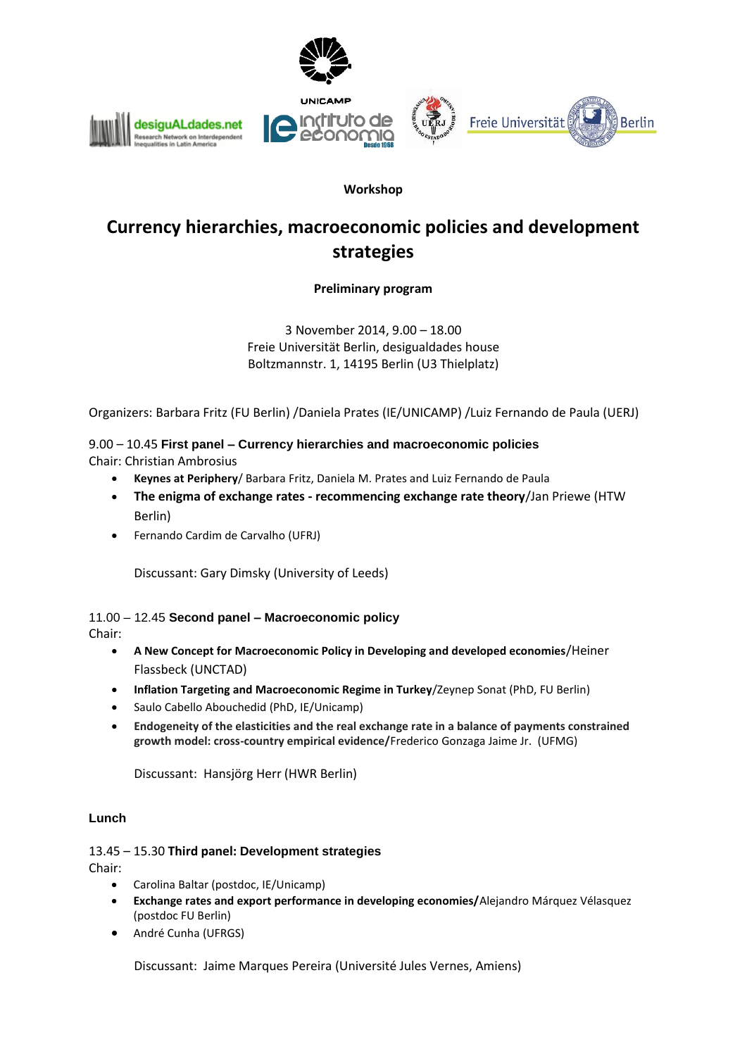**Workshop**

# Currency hierarchies, macroeconomic policies and development strategies

**Preliminary program**

3 November 2014, 9.00 – 18.00
Freie Universität Berlin, desigualdades house
Boltzmannstr. 1, 14195 Berlin (U3 Thielplatz)

Organizers: Barbara Fritz (FU Berlin) /Daniela Prates (IE/UNICAMP) /Luiz Fernando de Paula (UERJ)

9.00 – 10.45 **First panel – Currency hierarchies and macroeconomic policies**
Chair: Christian Ambrosius

- **Keynes at Periphery**/ Barbara Fritz, Daniela M. Prates and Luiz Fernando de Paula
- **The enigma of exchange rates - recommencing exchange rate theory**/Jan Priewe (HTW Berlin)
- Fernando Cardim de Carvalho (UFRJ)

Discussant: Gary Dimsky (University of Leeds)

11.00 – 12.45 **Second panel – Macroeconomic policy**
Chair:

- **A New Concept for Macroeconomic Policy in Developing and developed economies**/Heiner Flassbeck (UNCTAD)
- **Inflation Targeting and Macroeconomic Regime in Turkey**/Zeynep Sonat (PhD, FU Berlin)
- Saulo Cabello Abouchedid (PhD, IE/Unicamp)
- **Endogeneity of the elasticities and the real exchange rate in a balance of payments constrained growth model: cross-country empirical evidence/**Frederico Gonzaga Jaime Jr. (UFMG)

Discussant: Hansjörg Herr (HWR Berlin)

**Lunch**

13.45 – 15.30 **Third panel: Development strategies**
Chair:

- Carolina Baltar (postdoc, IE/Unicamp)
- **Exchange rates and export performance in developing economies/**Alejandro Márquez Vélasquez (postdoc FU Berlin)
- André Cunha (UFRGS)

Discussant: Jaime Marques Pereira (Université Jules Vernes, Amiens)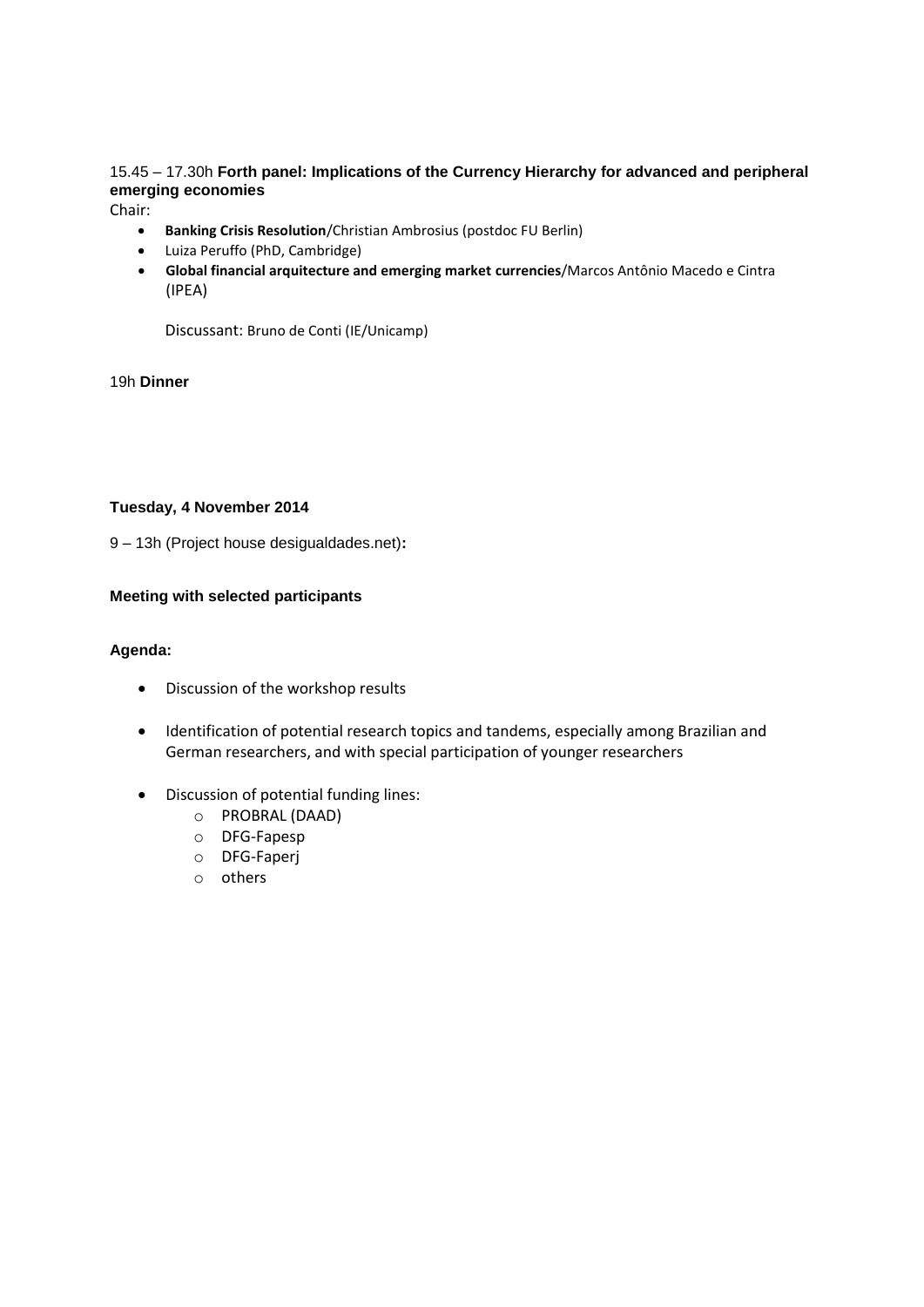15.45 – 17.30h **Forth panel: Implications of the Currency Hierarchy for advanced and peripheral emerging economies**

Chair:

- **Banking Crisis Resolution**/Christian Ambrosius (postdoc FU Berlin)
- Luiza Peruffo (PhD, Cambridge)
- **Global financial arquitecture and emerging market currencies**/Marcos Antônio Macedo e Cintra (IPEA)

  Discussant: Bruno de Conti (IE/Unicamp)

19h **Dinner**

**Tuesday, 4 November 2014**

9 – 13h (Project house desigualdades.net)**:**

**Meeting with selected participants**

**Agenda:**

- Discussion of the workshop results
- Identification of potential research topics and tandems, especially among Brazilian and German researchers, and with special participation of younger researchers
- Discussion of potential funding lines:
  - PROBRAL (DAAD)
  - DFG-Fapesp
  - DFG-Faperj
  - others